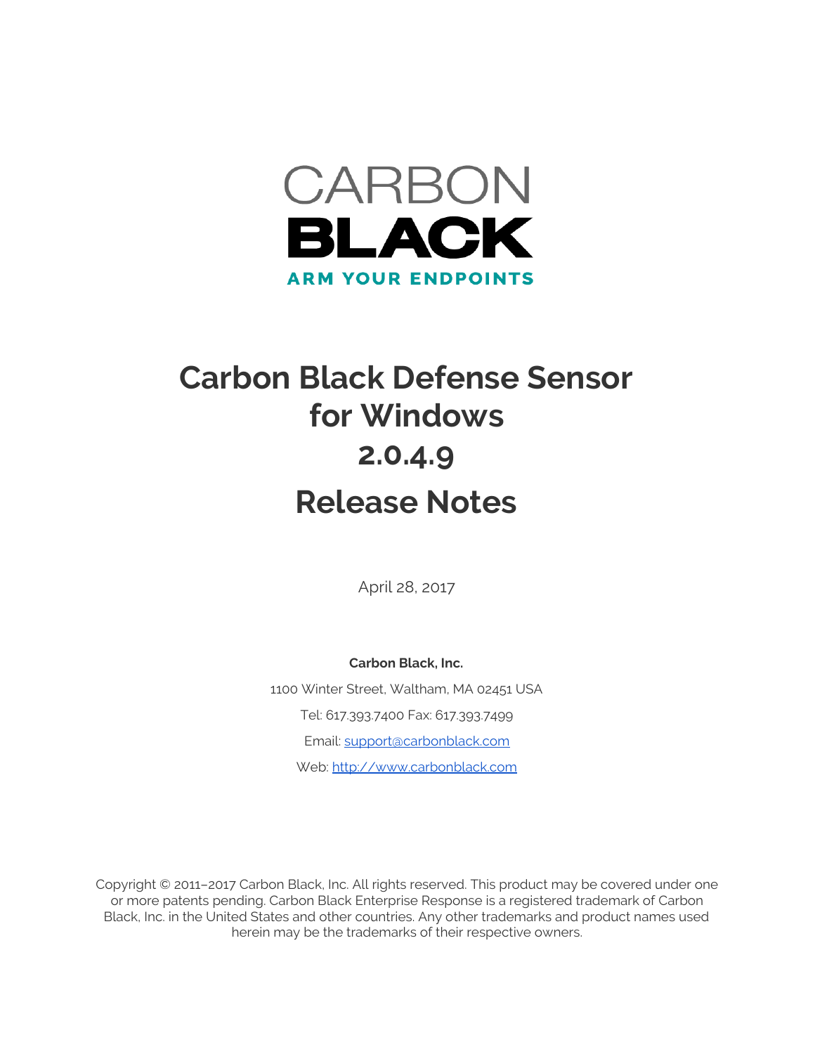CARBON
BLACK
ARM YOUR ENDPOINTS

# Carbon Black Defense Sensor for Windows 2.0.4.9 Release Notes

April 28, 2017

**Carbon Black, Inc.**

1100 Winter Street, Waltham, MA 02451 USA

Tel: 617.393.7400 Fax: 617.393.7499

Email: support@carbonblack.com

Web: http://www.carbonblack.com

Copyright © 2011–2017 Carbon Black, Inc. All rights reserved. This product may be covered under one or more patents pending. Carbon Black Enterprise Response is a registered trademark of Carbon Black, Inc. in the United States and other countries. Any other trademarks and product names used herein may be the trademarks of their respective owners.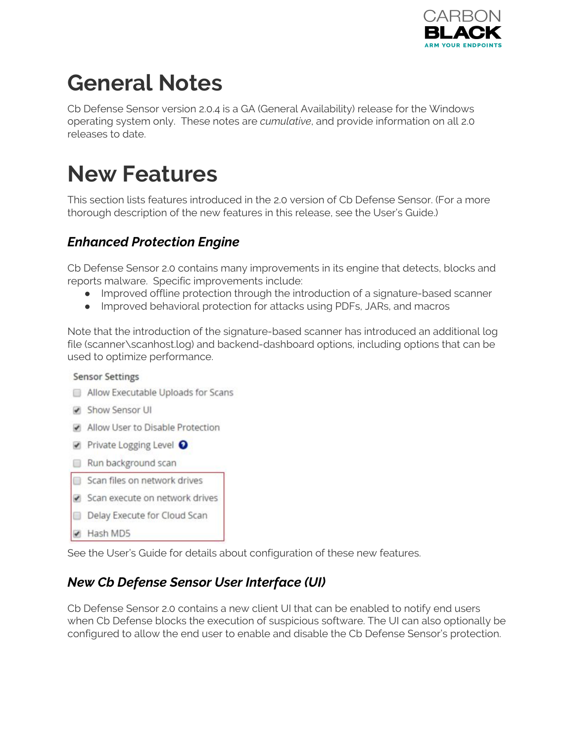# General Notes

Cb Defense Sensor version 2.0.4 is a GA (General Availability) release for the Windows operating system only. These notes are *cumulative*, and provide information on all 2.0 releases to date.

# New Features

This section lists features introduced in the 2.0 version of Cb Defense Sensor. (For a more thorough description of the new features in this release, see the User's Guide.)

### *Enhanced Protection Engine*

Cb Defense Sensor 2.0 contains many improvements in its engine that detects, blocks and reports malware. Specific improvements include:

- Improved offline protection through the introduction of a signature-based scanner
- Improved behavioral protection for attacks using PDFs, JARs, and macros

Note that the introduction of the signature-based scanner has introduced an additional log file (scanner\scanhost.log) and backend-dashboard options, including options that can be used to optimize performance.

Sensor Settings

- [ ] Allow Executable Uploads for Scans
- [x] Show Sensor UI
- [x] Allow User to Disable Protection
- [x] Private Logging Level
- [ ] Run background scan
- [ ] Scan files on network drives
- [x] Scan execute on network drives
- [ ] Delay Execute for Cloud Scan
- [x] Hash MD5

See the User's Guide for details about configuration of these new features.

### *New Cb Defense Sensor User Interface (UI)*

Cb Defense Sensor 2.0 contains a new client UI that can be enabled to notify end users when Cb Defense blocks the execution of suspicious software. The UI can also optionally be configured to allow the end user to enable and disable the Cb Defense Sensor's protection.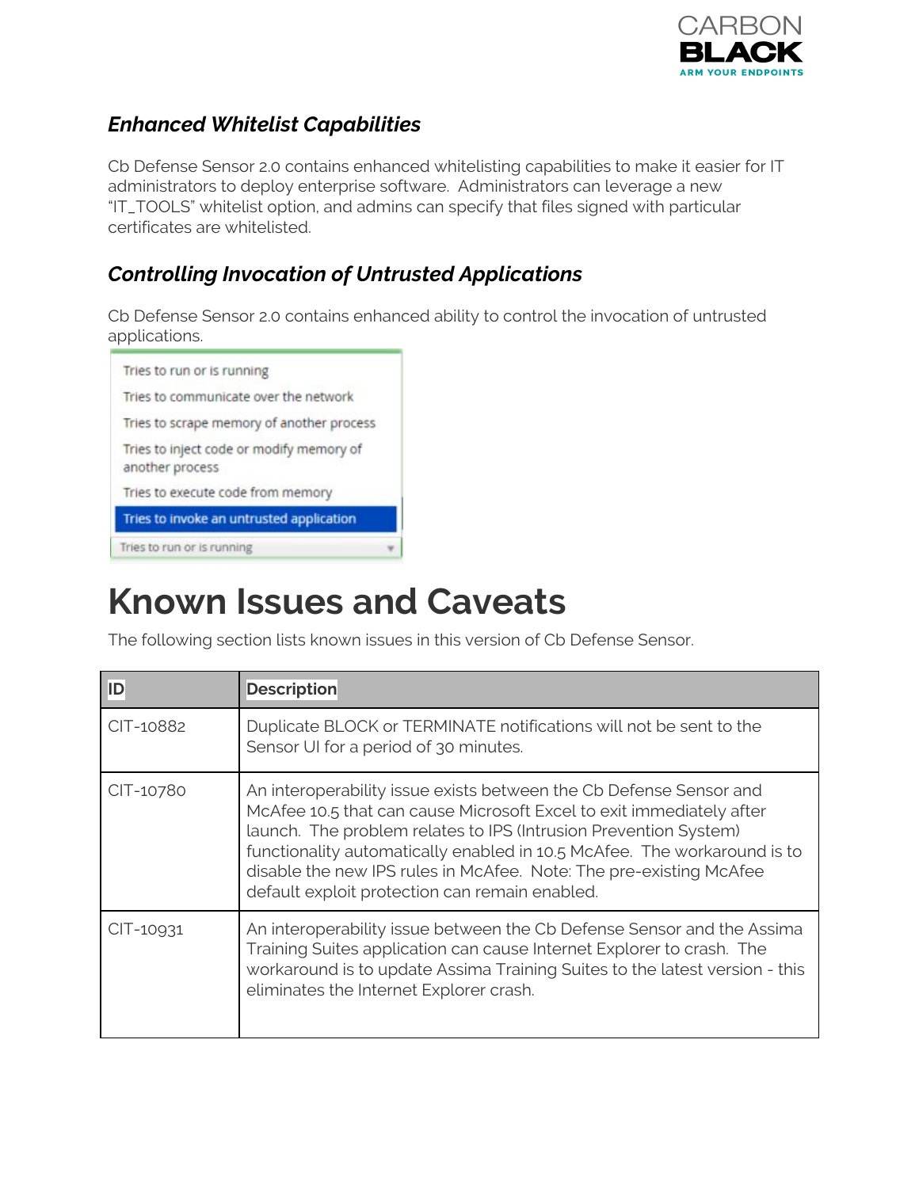### *Enhanced Whitelist Capabilities*

Cb Defense Sensor 2.0 contains enhanced whitelisting capabilities to make it easier for IT administrators to deploy enterprise software. Administrators can leverage a new "IT_TOOLS" whitelist option, and admins can specify that files signed with particular certificates are whitelisted.

### *Controlling Invocation of Untrusted Applications*

Cb Defense Sensor 2.0 contains enhanced ability to control the invocation of untrusted applications.

- Tries to run or is running
- Tries to communicate over the network
- Tries to scrape memory of another process
- Tries to inject code or modify memory of another process
- Tries to execute code from memory
- Tries to invoke an untrusted application

Tries to run or is running

# Known Issues and Caveats

The following section lists known issues in this version of Cb Defense Sensor.

| ID | Description |
|---|---|
| CIT-10882 | Duplicate BLOCK or TERMINATE notifications will not be sent to the Sensor UI for a period of 30 minutes. |
| CIT-10780 | An interoperability issue exists between the Cb Defense Sensor and McAfee 10.5 that can cause Microsoft Excel to exit immediately after launch. The problem relates to IPS (Intrusion Prevention System) functionality automatically enabled in 10.5 McAfee. The workaround is to disable the new IPS rules in McAfee. Note: The pre-existing McAfee default exploit protection can remain enabled. |
| CIT-10931 | An interoperability issue between the Cb Defense Sensor and the Assima Training Suites application can cause Internet Explorer to crash. The workaround is to update Assima Training Suites to the latest version - this eliminates the Internet Explorer crash. |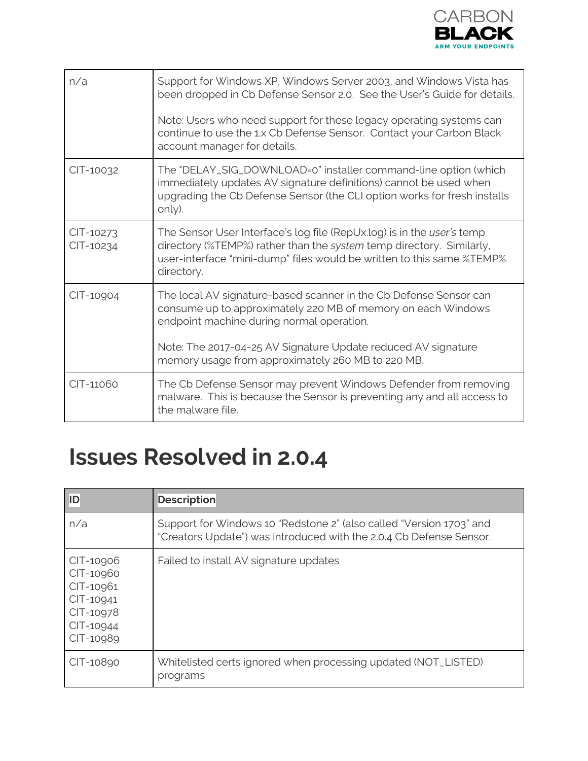| | |
|---|---|
| n/a | Support for Windows XP, Windows Server 2003, and Windows Vista has been dropped in Cb Defense Sensor 2.0. See the User's Guide for details.<br><br>Note: Users who need support for these legacy operating systems can continue to use the 1.x Cb Defense Sensor. Contact your Carbon Black account manager for details. |
| CIT-10032 | The "DELAY_SIG_DOWNLOAD=0" installer command-line option (which immediately updates AV signature definitions) cannot be used when upgrading the Cb Defense Sensor (the CLI option works for fresh installs only). |
| CIT-10273<br>CIT-10234 | The Sensor User Interface's log file (RepUx.log) is in the *user's* temp directory (%TEMP%) rather than the *system* temp directory. Similarly, user-interface "mini-dump" files would be written to this same %TEMP% directory. |
| CIT-10904 | The local AV signature-based scanner in the Cb Defense Sensor can consume up to approximately 220 MB of memory on each Windows endpoint machine during normal operation.<br><br>Note: The 2017-04-25 AV Signature Update reduced AV signature memory usage from approximately 260 MB to 220 MB. |
| CIT-11060 | The Cb Defense Sensor may prevent Windows Defender from removing malware. This is because the Sensor is preventing any and all access to the malware file. |

# Issues Resolved in 2.0.4

| ID | Description |
|---|---|
| n/a | Support for Windows 10 "Redstone 2" (also called "Version 1703" and "Creators Update") was introduced with the 2.0.4 Cb Defense Sensor. |
| CIT-10906<br>CIT-10960<br>CIT-10961<br>CIT-10941<br>CIT-10978<br>CIT-10944<br>CIT-10989 | Failed to install AV signature updates |
| CIT-10890 | Whitelisted certs ignored when processing updated (NOT_LISTED) programs |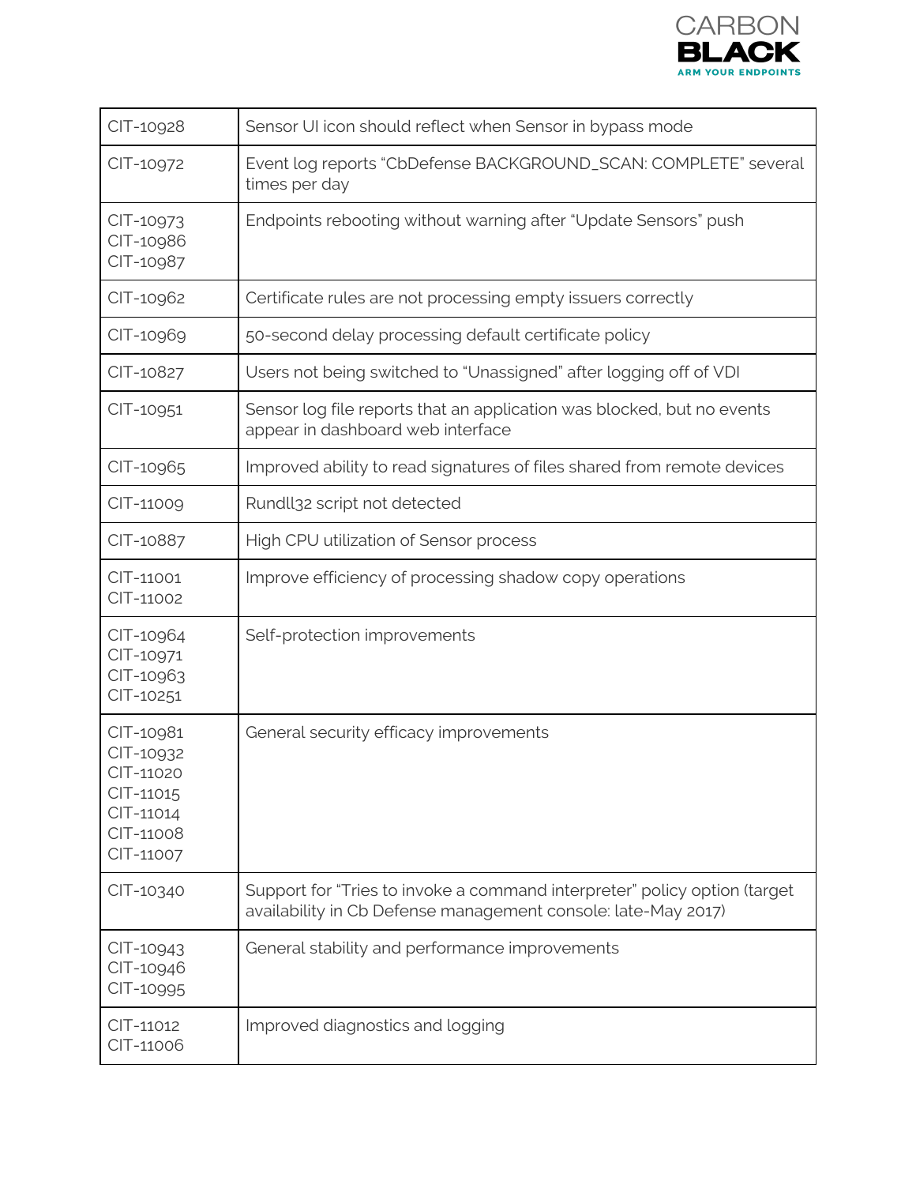| | |
|---|---|
| CIT-10928 | Sensor UI icon should reflect when Sensor in bypass mode |
| CIT-10972 | Event log reports “CbDefense BACKGROUND_SCAN: COMPLETE” several times per day |
| CIT-10973<br>CIT-10986<br>CIT-10987 | Endpoints rebooting without warning after “Update Sensors” push |
| CIT-10962 | Certificate rules are not processing empty issuers correctly |
| CIT-10969 | 50-second delay processing default certificate policy |
| CIT-10827 | Users not being switched to “Unassigned” after logging off of VDI |
| CIT-10951 | Sensor log file reports that an application was blocked, but no events appear in dashboard web interface |
| CIT-10965 | Improved ability to read signatures of files shared from remote devices |
| CIT-11009 | Rundll32 script not detected |
| CIT-10887 | High CPU utilization of Sensor process |
| CIT-11001<br>CIT-11002 | Improve efficiency of processing shadow copy operations |
| CIT-10964<br>CIT-10971<br>CIT-10963<br>CIT-10251 | Self-protection improvements |
| CIT-10981<br>CIT-10932<br>CIT-11020<br>CIT-11015<br>CIT-11014<br>CIT-11008<br>CIT-11007 | General security efficacy improvements |
| CIT-10340 | Support for “Tries to invoke a command interpreter” policy option (target availability in Cb Defense management console: late-May 2017) |
| CIT-10943<br>CIT-10946<br>CIT-10995 | General stability and performance improvements |
| CIT-11012<br>CIT-11006 | Improved diagnostics and logging |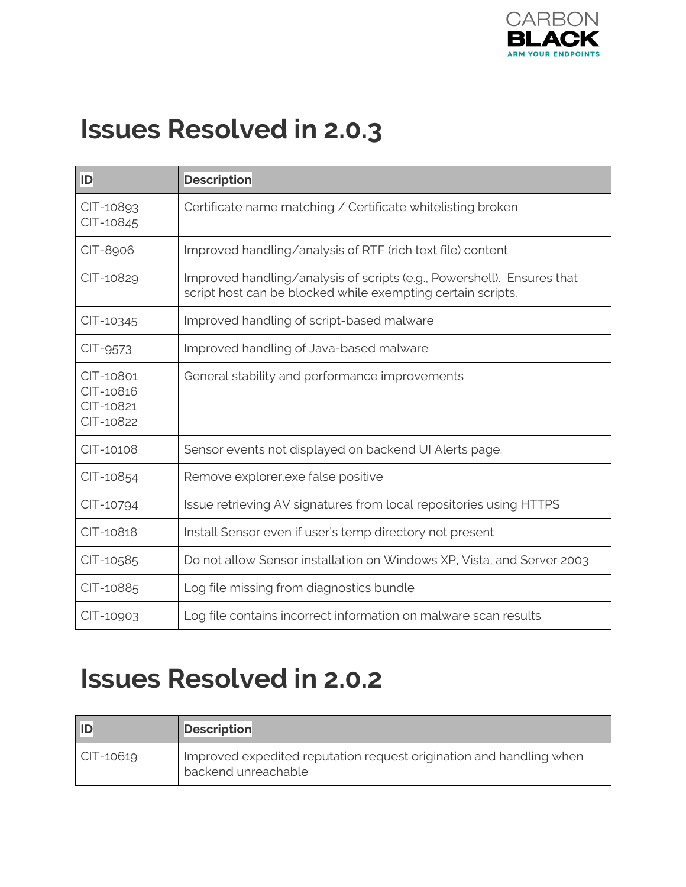# Issues Resolved in 2.0.3

| ID | Description |
|---|---|
| CIT-10893<br>CIT-10845 | Certificate name matching / Certificate whitelisting broken |
| CIT-8906 | Improved handling/analysis of RTF (rich text file) content |
| CIT-10829 | Improved handling/analysis of scripts (e.g., Powershell). Ensures that script host can be blocked while exempting certain scripts. |
| CIT-10345 | Improved handling of script-based malware |
| CIT-9573 | Improved handling of Java-based malware |
| CIT-10801<br>CIT-10816<br>CIT-10821<br>CIT-10822 | General stability and performance improvements |
| CIT-10108 | Sensor events not displayed on backend UI Alerts page. |
| CIT-10854 | Remove explorer.exe false positive |
| CIT-10794 | Issue retrieving AV signatures from local repositories using HTTPS |
| CIT-10818 | Install Sensor even if user's temp directory not present |
| CIT-10585 | Do not allow Sensor installation on Windows XP, Vista, and Server 2003 |
| CIT-10885 | Log file missing from diagnostics bundle |
| CIT-10903 | Log file contains incorrect information on malware scan results |

# Issues Resolved in 2.0.2

| ID | Description |
|---|---|
| CIT-10619 | Improved expedited reputation request origination and handling when backend unreachable |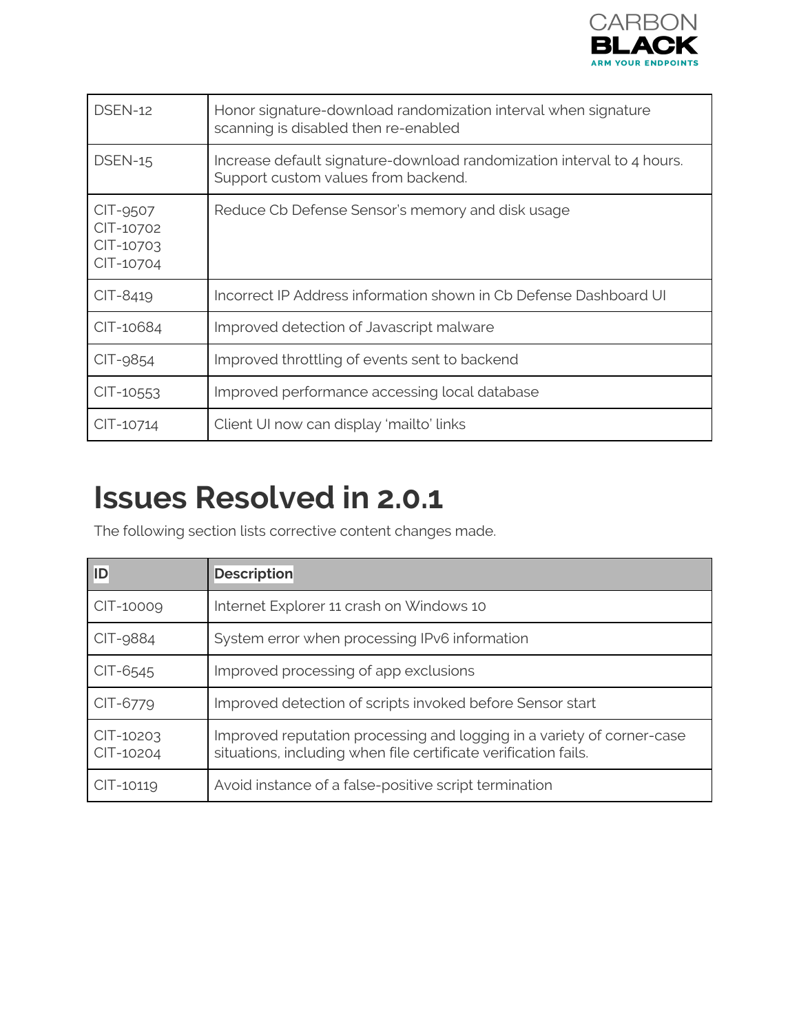| | |
|---|---|
| DSEN-12 | Honor signature-download randomization interval when signature scanning is disabled then re-enabled |
| DSEN-15 | Increase default signature-download randomization interval to 4 hours. Support custom values from backend. |
| CIT-9507 CIT-10702 CIT-10703 CIT-10704 | Reduce Cb Defense Sensor's memory and disk usage |
| CIT-8419 | Incorrect IP Address information shown in Cb Defense Dashboard UI |
| CIT-10684 | Improved detection of Javascript malware |
| CIT-9854 | Improved throttling of events sent to backend |
| CIT-10553 | Improved performance accessing local database |
| CIT-10714 | Client UI now can display 'mailto' links |

# Issues Resolved in 2.0.1

The following section lists corrective content changes made.

| ID | Description |
|---|---|
| CIT-10009 | Internet Explorer 11 crash on Windows 10 |
| CIT-9884 | System error when processing IPv6 information |
| CIT-6545 | Improved processing of app exclusions |
| CIT-6779 | Improved detection of scripts invoked before Sensor start |
| CIT-10203 CIT-10204 | Improved reputation processing and logging in a variety of corner-case situations, including when file certificate verification fails. |
| CIT-10119 | Avoid instance of a false-positive script termination |